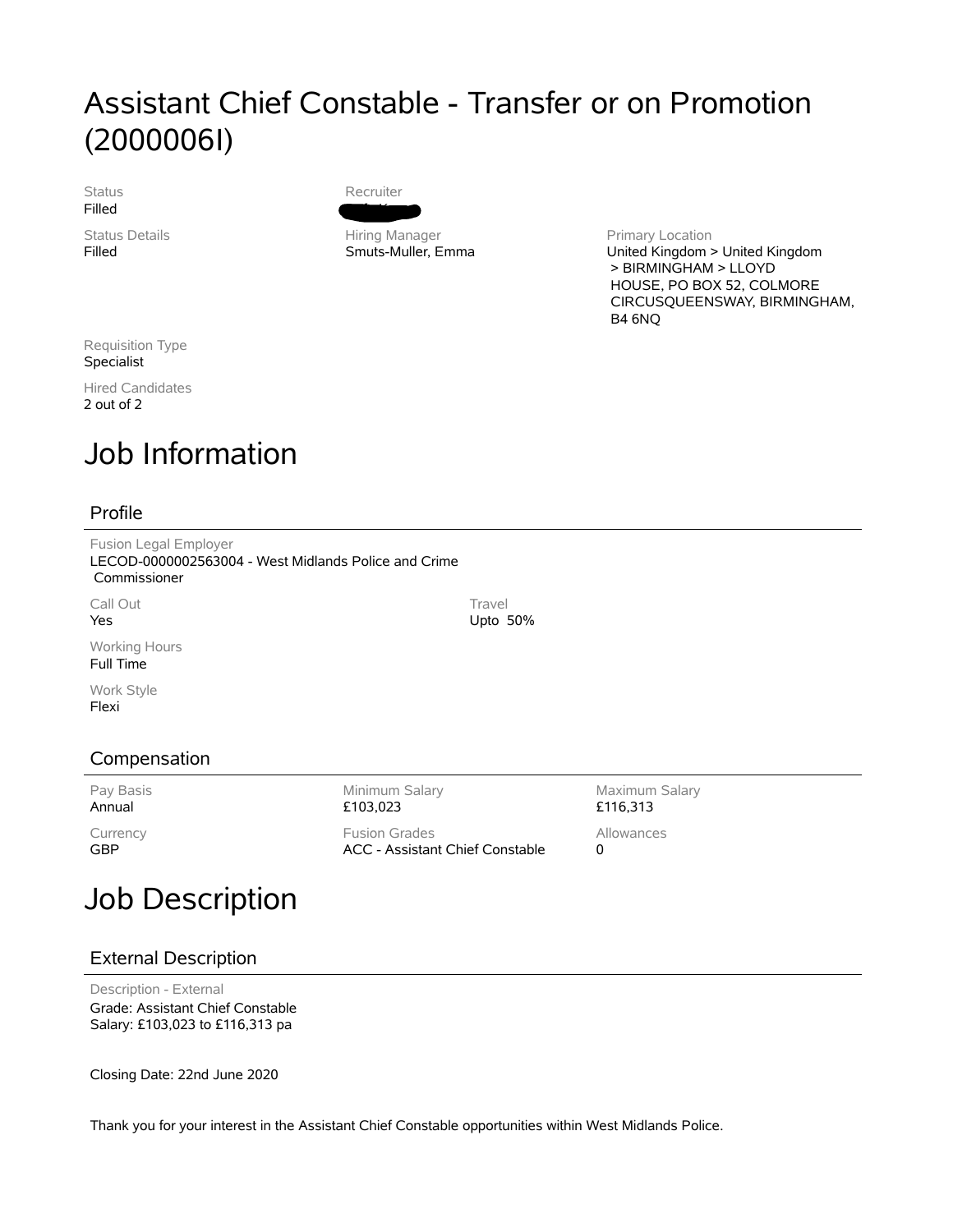# Assistant Chief Constable - Transfer or on Promotion (2000006I)

Status
Filled

Status Details
Filled

Recruiter

Hiring Manager
Smuts-Muller, Emma

Primary Location
United Kingdom > United Kingdom > BIRMINGHAM > LLOYD HOUSE, PO BOX 52, COLMORE CIRCUSQUEENSWAY, BIRMINGHAM, B4 6NQ

Requisition Type
Specialist

Hired Candidates
2 out of 2

# Job Information

## Profile

Fusion Legal Employer
LECOD-0000002563004 - West Midlands Police and Crime Commissioner

Call Out
Yes

Travel
Upto 50%

Working Hours
Full Time

Work Style
Flexi

## Compensation

Pay Basis
Annual

Minimum Salary
£103,023

Maximum Salary
£116,313

Currency
GBP

Fusion Grades
ACC - Assistant Chief Constable

Allowances
0

# Job Description

## External Description

Description - External
Grade: Assistant Chief Constable
Salary: £103,023 to £116,313 pa

Closing Date: 22nd June 2020

Thank you for your interest in the Assistant Chief Constable opportunities within West Midlands Police.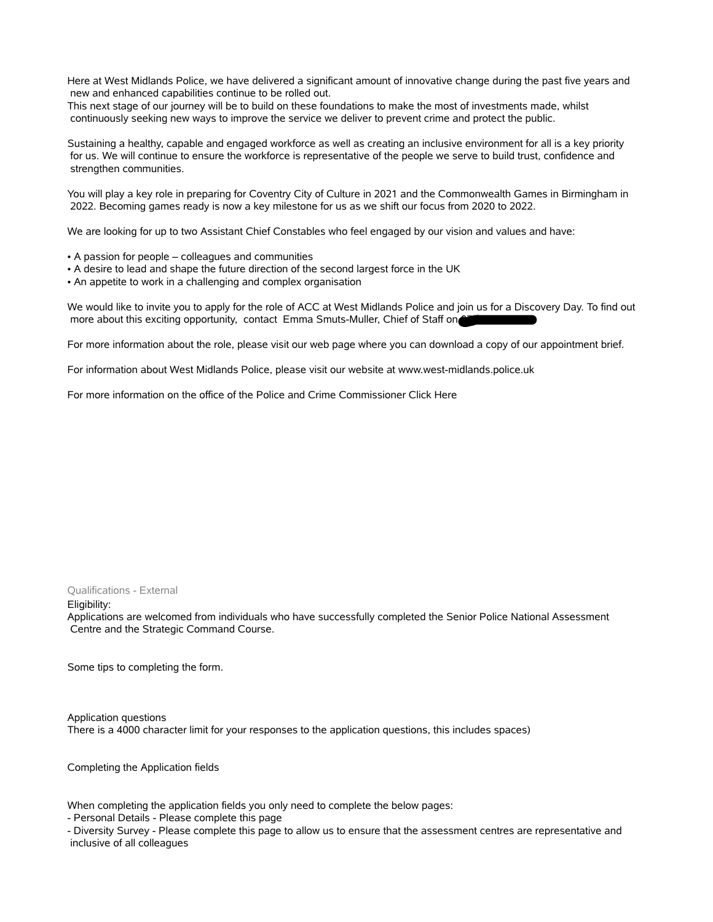Here at West Midlands Police, we have delivered a significant amount of innovative change during the past five years and new and enhanced capabilities continue to be rolled out.
This next stage of our journey will be to build on these foundations to make the most of investments made, whilst continuously seeking new ways to improve the service we deliver to prevent crime and protect the public.

Sustaining a healthy, capable and engaged workforce as well as creating an inclusive environment for all is a key priority for us. We will continue to ensure the workforce is representative of the people we serve to build trust, confidence and strengthen communities.

You will play a key role in preparing for Coventry City of Culture in 2021 and the Commonwealth Games in Birmingham in 2022. Becoming games ready is now a key milestone for us as we shift our focus from 2020 to 2022.

We are looking for up to two Assistant Chief Constables who feel engaged by our vision and values and have:

- A passion for people – colleagues and communities
- A desire to lead and shape the future direction of the second largest force in the UK
- An appetite to work in a challenging and complex organisation

We would like to invite you to apply for the role of ACC at West Midlands Police and join us for a Discovery Day. To find out more about this exciting opportunity, contact Emma Smuts-Muller, Chief of Staff on

For more information about the role, please visit our web page where you can download a copy of our appointment brief.

For information about West Midlands Police, please visit our website at www.west-midlands.police.uk

For more information on the office of the Police and Crime Commissioner Click Here

Qualifications - External

Eligibility:
Applications are welcomed from individuals who have successfully completed the Senior Police National Assessment Centre and the Strategic Command Course.

Some tips to completing the form.

Application questions
There is a 4000 character limit for your responses to the application questions, this includes spaces)

Completing the Application fields

When completing the application fields you only need to complete the below pages:
- Personal Details - Please complete this page
- Diversity Survey - Please complete this page to allow us to ensure that the assessment centres are representative and inclusive of all colleagues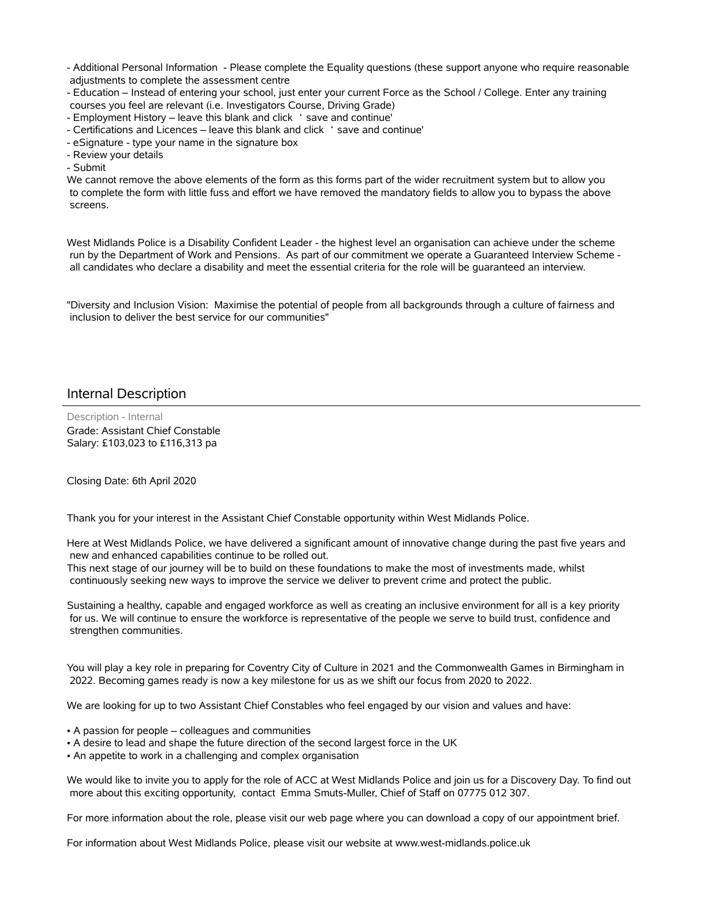- Additional Personal Information - Please complete the Equality questions (these support anyone who require reasonable adjustments to complete the assessment centre
- Education – Instead of entering your school, just enter your current Force as the School / College. Enter any training courses you feel are relevant (i.e. Investigators Course, Driving Grade)
- Employment History – leave this blank and click ' save and continue'
- Certifications and Licences – leave this blank and click ' save and continue'
- eSignature - type your name in the signature box
- Review your details
- Submit

We cannot remove the above elements of the form as this forms part of the wider recruitment system but to allow you to complete the form with little fuss and effort we have removed the mandatory fields to allow you to bypass the above screens.

West Midlands Police is a Disability Confident Leader - the highest level an organisation can achieve under the scheme run by the Department of Work and Pensions. As part of our commitment we operate a Guaranteed Interview Scheme - all candidates who declare a disability and meet the essential criteria for the role will be guaranteed an interview.

"Diversity and Inclusion Vision: Maximise the potential of people from all backgrounds through a culture of fairness and inclusion to deliver the best service for our communities"

## Internal Description

Description - Internal

Grade: Assistant Chief Constable
Salary: £103,023 to £116,313 pa

Closing Date: 6th April 2020

Thank you for your interest in the Assistant Chief Constable opportunity within West Midlands Police.

Here at West Midlands Police, we have delivered a significant amount of innovative change during the past five years and new and enhanced capabilities continue to be rolled out.
This next stage of our journey will be to build on these foundations to make the most of investments made, whilst continuously seeking new ways to improve the service we deliver to prevent crime and protect the public.

Sustaining a healthy, capable and engaged workforce as well as creating an inclusive environment for all is a key priority for us. We will continue to ensure the workforce is representative of the people we serve to build trust, confidence and strengthen communities.

You will play a key role in preparing for Coventry City of Culture in 2021 and the Commonwealth Games in Birmingham in 2022. Becoming games ready is now a key milestone for us as we shift our focus from 2020 to 2022.

We are looking for up to two Assistant Chief Constables who feel engaged by our vision and values and have:

- A passion for people – colleagues and communities
- A desire to lead and shape the future direction of the second largest force in the UK
- An appetite to work in a challenging and complex organisation

We would like to invite you to apply for the role of ACC at West Midlands Police and join us for a Discovery Day. To find out more about this exciting opportunity, contact Emma Smuts-Muller, Chief of Staff on 07775 012 307.

For more information about the role, please visit our web page where you can download a copy of our appointment brief.

For information about West Midlands Police, please visit our website at www.west-midlands.police.uk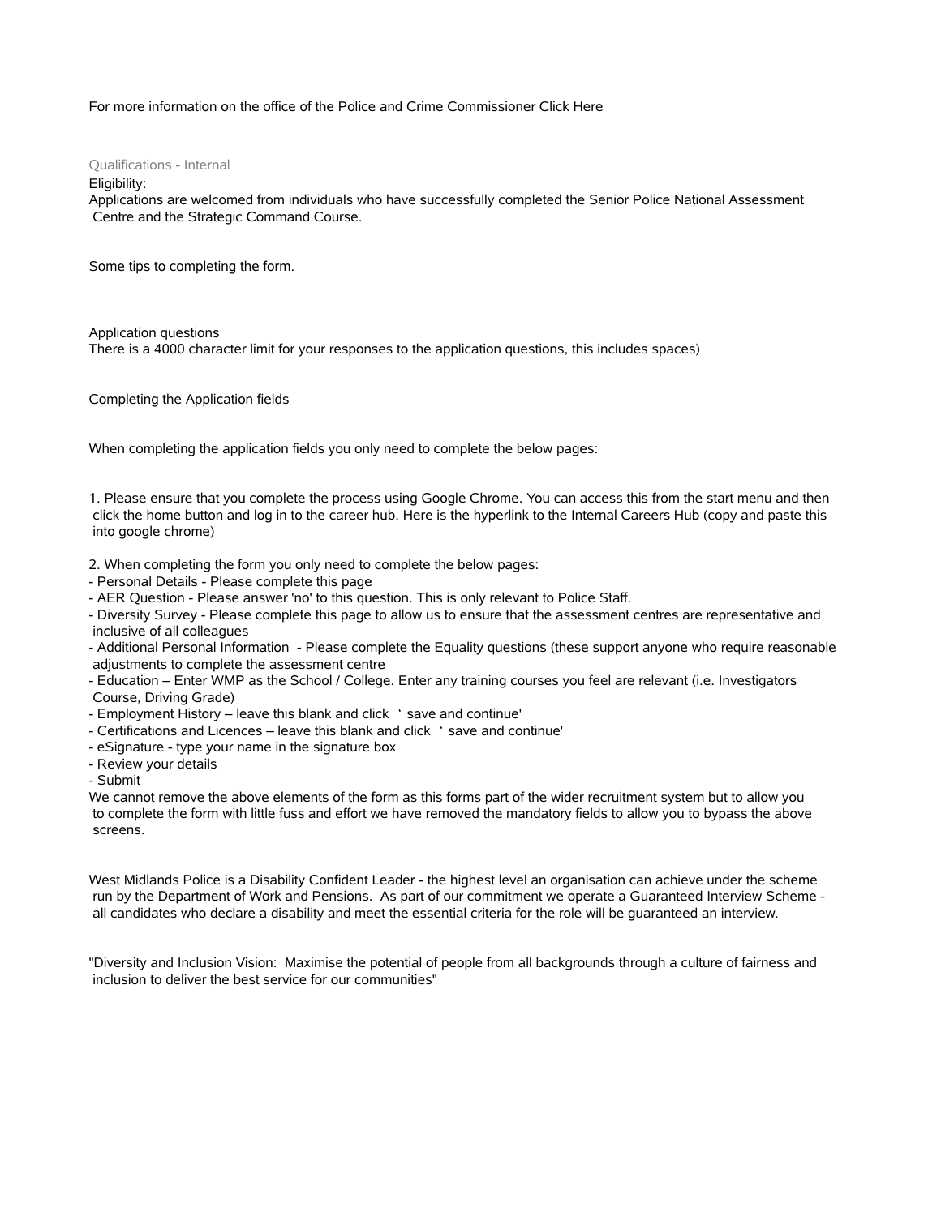For more information on the office of the Police and Crime Commissioner Click Here

Qualifications - Internal

Eligibility:

Applications are welcomed from individuals who have successfully completed the Senior Police National Assessment Centre and the Strategic Command Course.

Some tips to completing the form.

Application questions

There is a 4000 character limit for your responses to the application questions, this includes spaces)

Completing the Application fields

When completing the application fields you only need to complete the below pages:

1. Please ensure that you complete the process using Google Chrome. You can access this from the start menu and then click the home button and log in to the career hub. Here is the hyperlink to the Internal Careers Hub (copy and paste this into google chrome)

2. When completing the form you only need to complete the below pages:
- Personal Details - Please complete this page
- AER Question - Please answer 'no' to this question. This is only relevant to Police Staff.
- Diversity Survey - Please complete this page to allow us to ensure that the assessment centres are representative and inclusive of all colleagues
- Additional Personal Information - Please complete the Equality questions (these support anyone who require reasonable adjustments to complete the assessment centre
- Education – Enter WMP as the School / College. Enter any training courses you feel are relevant (i.e. Investigators Course, Driving Grade)
- Employment History – leave this blank and click ‘ save and continue'
- Certifications and Licences – leave this blank and click ‘ save and continue'
- eSignature - type your name in the signature box
- Review your details
- Submit

We cannot remove the above elements of the form as this forms part of the wider recruitment system but to allow you to complete the form with little fuss and effort we have removed the mandatory fields to allow you to bypass the above screens.

West Midlands Police is a Disability Confident Leader - the highest level an organisation can achieve under the scheme run by the Department of Work and Pensions. As part of our commitment we operate a Guaranteed Interview Scheme - all candidates who declare a disability and meet the essential criteria for the role will be guaranteed an interview.

"Diversity and Inclusion Vision: Maximise the potential of people from all backgrounds through a culture of fairness and inclusion to deliver the best service for our communities"